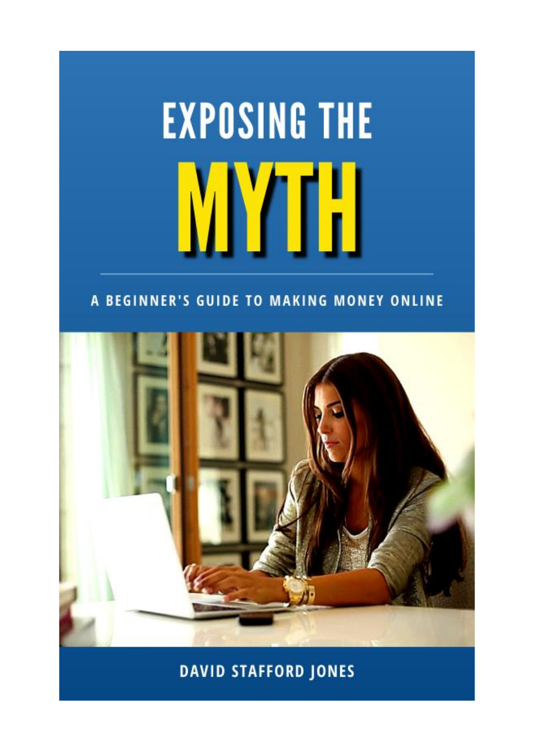# EXPOSING THE MYTH

A BEGINNER'S GUIDE TO MAKING MONEY ONLINE

DAVID STAFFORD JONES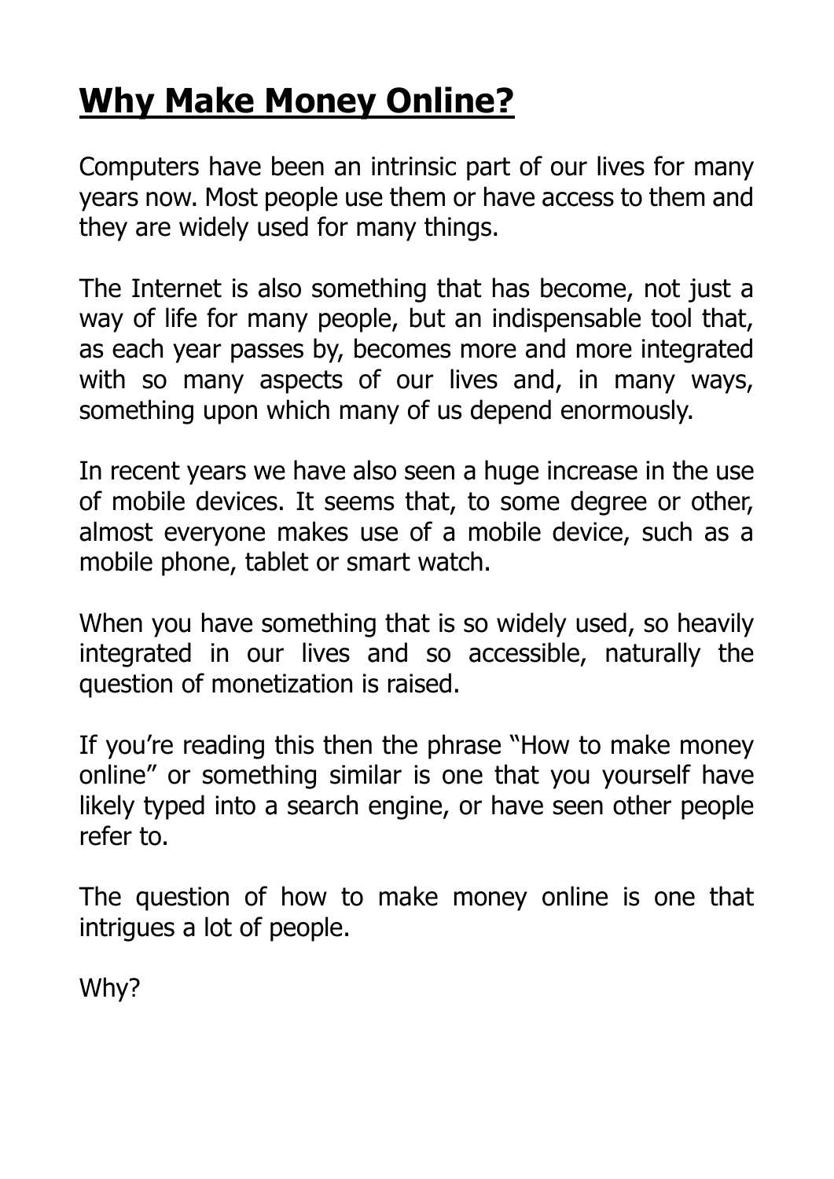# **Why Make Money Online?**

Computers have been an intrinsic part of our lives for many years now. Most people use them or have access to them and they are widely used for many things.

The Internet is also something that has become, not just a way of life for many people, but an indispensable tool that, as each year passes by, becomes more and more integrated with so many aspects of our lives and, in many ways, something upon which many of us depend enormously.

In recent years we have also seen a huge increase in the use of mobile devices. It seems that, to some degree or other, almost everyone makes use of a mobile device, such as a mobile phone, tablet or smart watch.

When you have something that is so widely used, so heavily integrated in our lives and so accessible, naturally the question of monetization is raised.

If you're reading this then the phrase "How to make money online" or something similar is one that you yourself have likely typed into a search engine, or have seen other people refer to.

The question of how to make money online is one that intrigues a lot of people.

Why?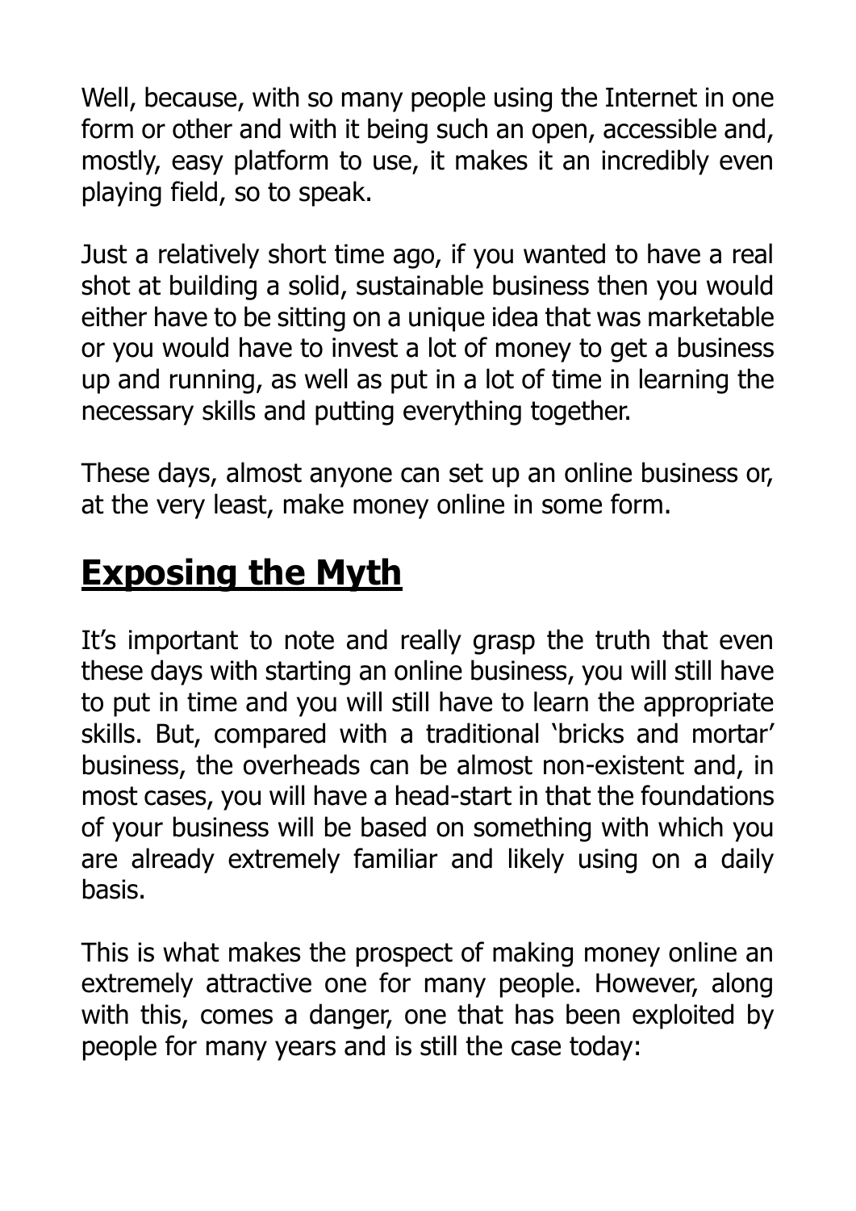Well, because, with so many people using the Internet in one form or other and with it being such an open, accessible and, mostly, easy platform to use, it makes it an incredibly even playing field, so to speak.

Just a relatively short time ago, if you wanted to have a real shot at building a solid, sustainable business then you would either have to be sitting on a unique idea that was marketable or you would have to invest a lot of money to get a business up and running, as well as put in a lot of time in learning the necessary skills and putting everything together.

These days, almost anyone can set up an online business or, at the very least, make money online in some form.

## Exposing the Myth

It's important to note and really grasp the truth that even these days with starting an online business, you will still have to put in time and you will still have to learn the appropriate skills. But, compared with a traditional 'bricks and mortar' business, the overheads can be almost non-existent and, in most cases, you will have a head-start in that the foundations of your business will be based on something with which you are already extremely familiar and likely using on a daily basis.

This is what makes the prospect of making money online an extremely attractive one for many people. However, along with this, comes a danger, one that has been exploited by people for many years and is still the case today: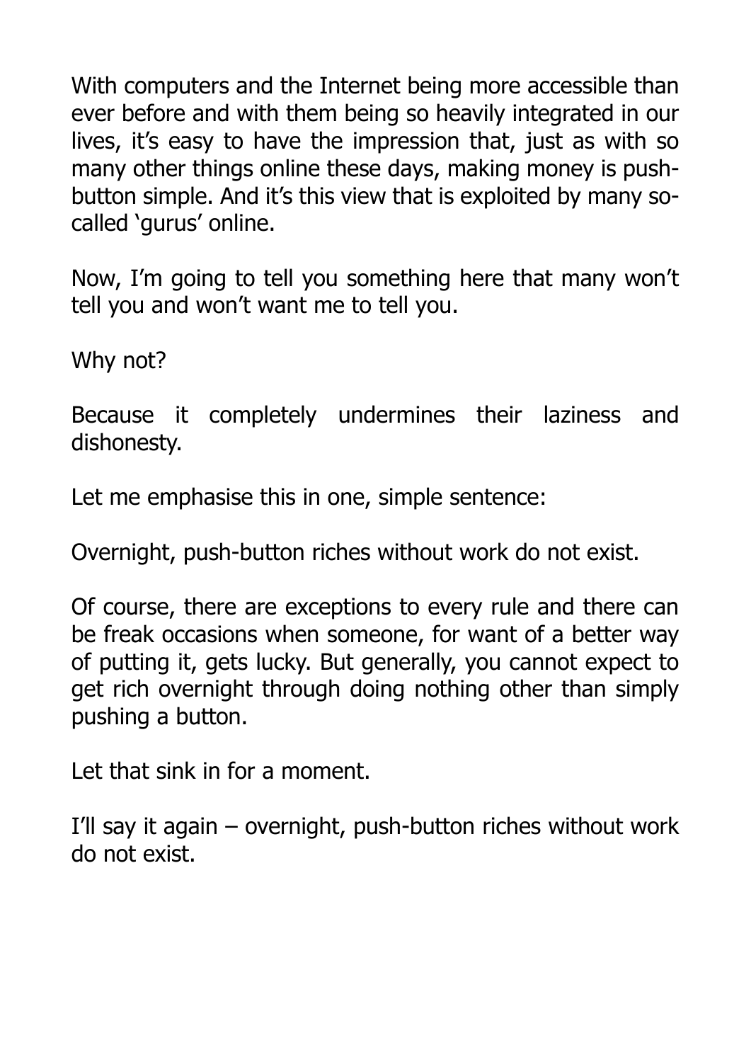With computers and the Internet being more accessible than ever before and with them being so heavily integrated in our lives, it's easy to have the impression that, just as with so many other things online these days, making money is push-button simple. And it's this view that is exploited by many so-called 'gurus' online.

Now, I'm going to tell you something here that many won't tell you and won't want me to tell you.

Why not?

Because it completely undermines their laziness and dishonesty.

Let me emphasise this in one, simple sentence:

Overnight, push-button riches without work do not exist.

Of course, there are exceptions to every rule and there can be freak occasions when someone, for want of a better way of putting it, gets lucky. But generally, you cannot expect to get rich overnight through doing nothing other than simply pushing a button.

Let that sink in for a moment.

I'll say it again – overnight, push-button riches without work do not exist.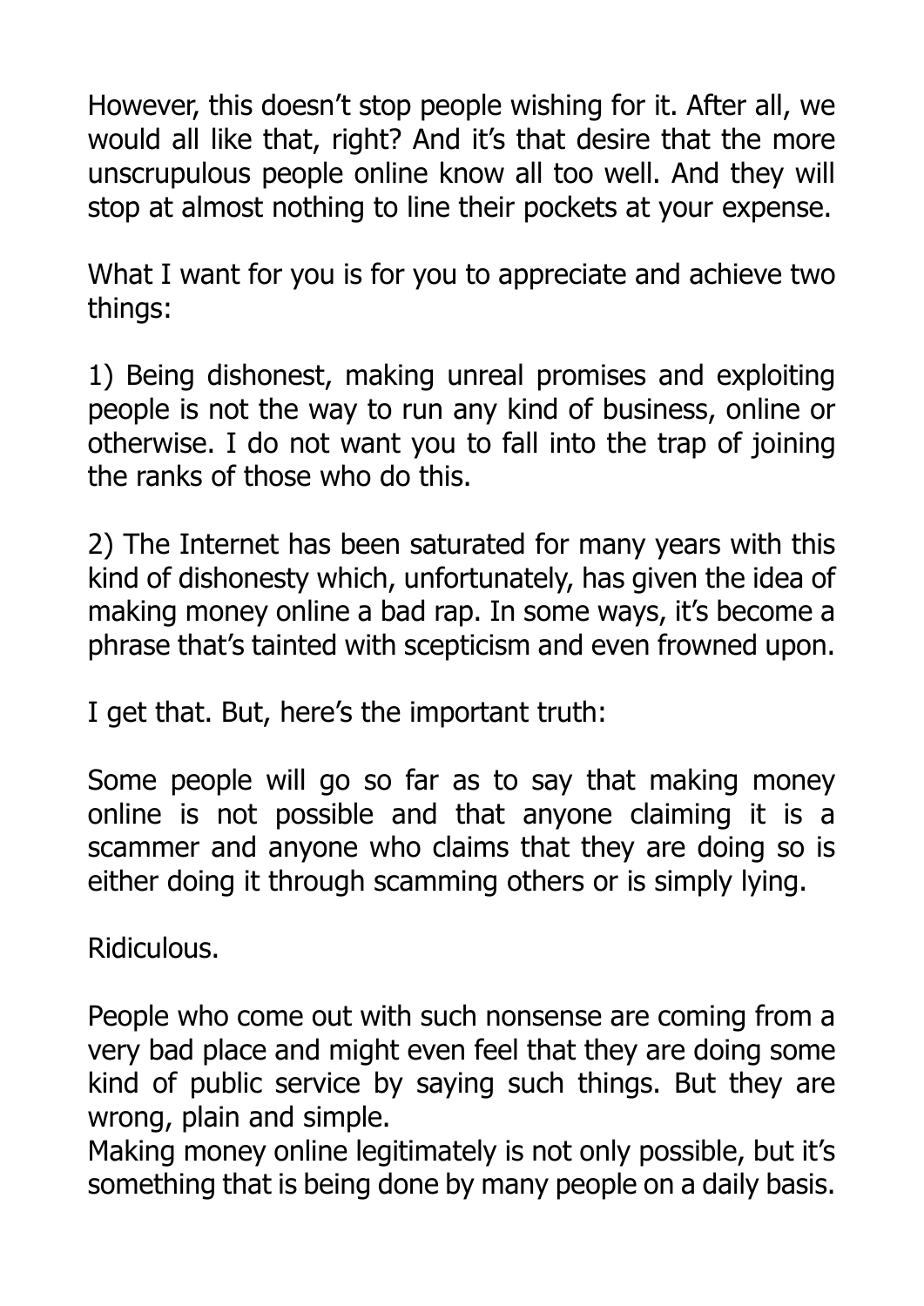However, this doesn't stop people wishing for it. After all, we would all like that, right? And it's that desire that the more unscrupulous people online know all too well. And they will stop at almost nothing to line their pockets at your expense.

What I want for you is for you to appreciate and achieve two things:

1) Being dishonest, making unreal promises and exploiting people is not the way to run any kind of business, online or otherwise. I do not want you to fall into the trap of joining the ranks of those who do this.

2) The Internet has been saturated for many years with this kind of dishonesty which, unfortunately, has given the idea of making money online a bad rap. In some ways, it's become a phrase that's tainted with scepticism and even frowned upon.

I get that. But, here's the important truth:

Some people will go so far as to say that making money online is not possible and that anyone claiming it is a scammer and anyone who claims that they are doing so is either doing it through scamming others or is simply lying.

Ridiculous.

People who come out with such nonsense are coming from a very bad place and might even feel that they are doing some kind of public service by saying such things. But they are wrong, plain and simple.
Making money online legitimately is not only possible, but it's something that is being done by many people on a daily basis.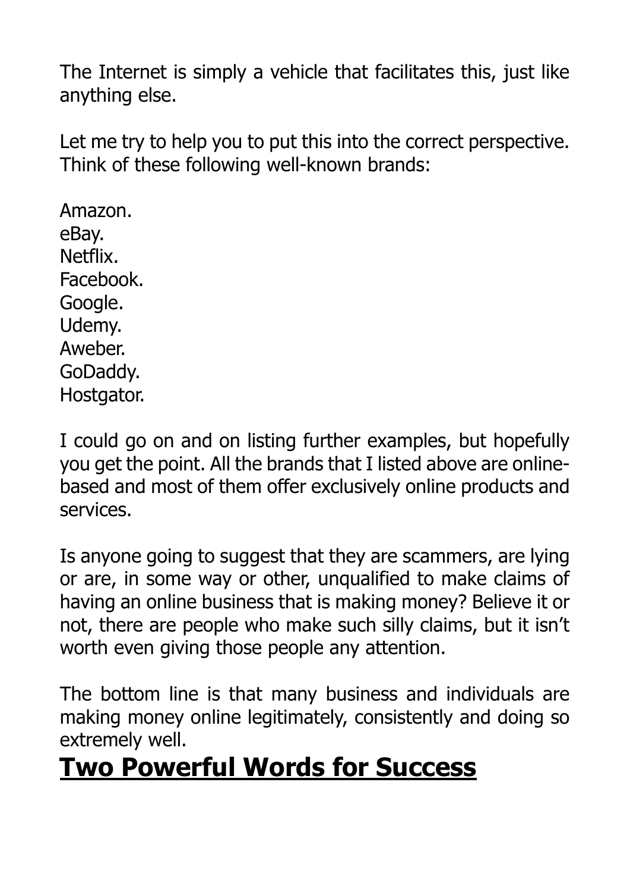The Internet is simply a vehicle that facilitates this, just like anything else.

Let me try to help you to put this into the correct perspective. Think of these following well-known brands:

Amazon.
eBay.
Netflix.
Facebook.
Google.
Udemy.
Aweber.
GoDaddy.
Hostgator.

I could go on and on listing further examples, but hopefully you get the point. All the brands that I listed above are online-based and most of them offer exclusively online products and services.

Is anyone going to suggest that they are scammers, are lying or are, in some way or other, unqualified to make claims of having an online business that is making money? Believe it or not, there are people who make such silly claims, but it isn't worth even giving those people any attention.

The bottom line is that many business and individuals are making money online legitimately, consistently and doing so extremely well.

## Two Powerful Words for Success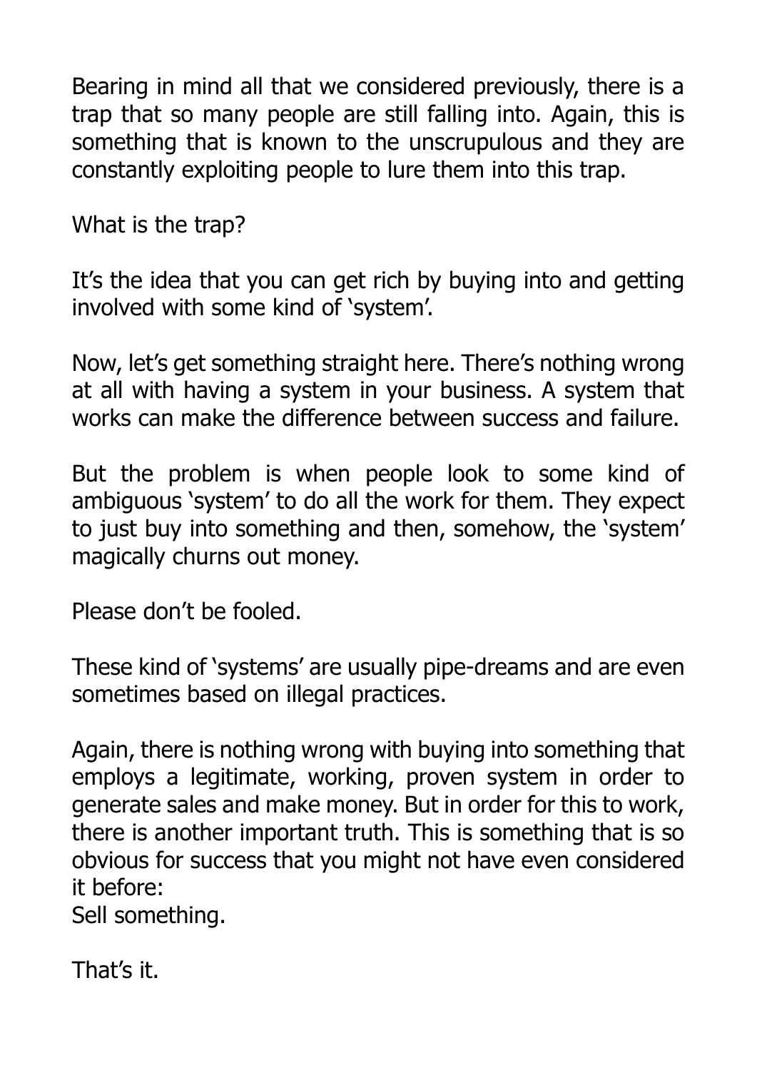Bearing in mind all that we considered previously, there is a trap that so many people are still falling into. Again, this is something that is known to the unscrupulous and they are constantly exploiting people to lure them into this trap.

What is the trap?

It's the idea that you can get rich by buying into and getting involved with some kind of 'system'.

Now, let's get something straight here. There's nothing wrong at all with having a system in your business. A system that works can make the difference between success and failure.

But the problem is when people look to some kind of ambiguous 'system' to do all the work for them. They expect to just buy into something and then, somehow, the 'system' magically churns out money.

Please don't be fooled.

These kind of 'systems' are usually pipe-dreams and are even sometimes based on illegal practices.

Again, there is nothing wrong with buying into something that employs a legitimate, working, proven system in order to generate sales and make money. But in order for this to work, there is another important truth. This is something that is so obvious for success that you might not have even considered it before:
Sell something.

That's it.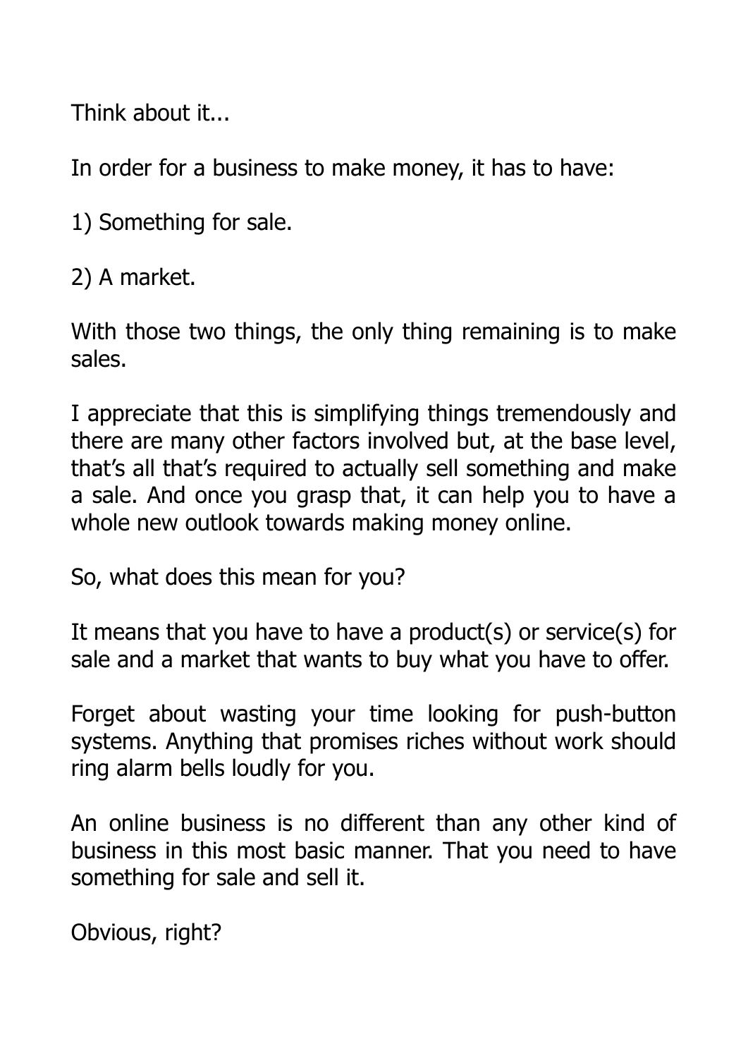Think about it...

In order for a business to make money, it has to have:

1) Something for sale.

2) A market.

With those two things, the only thing remaining is to make sales.

I appreciate that this is simplifying things tremendously and there are many other factors involved but, at the base level, that's all that's required to actually sell something and make a sale. And once you grasp that, it can help you to have a whole new outlook towards making money online.

So, what does this mean for you?

It means that you have to have a product(s) or service(s) for sale and a market that wants to buy what you have to offer.

Forget about wasting your time looking for push-button systems. Anything that promises riches without work should ring alarm bells loudly for you.

An online business is no different than any other kind of business in this most basic manner. That you need to have something for sale and sell it.

Obvious, right?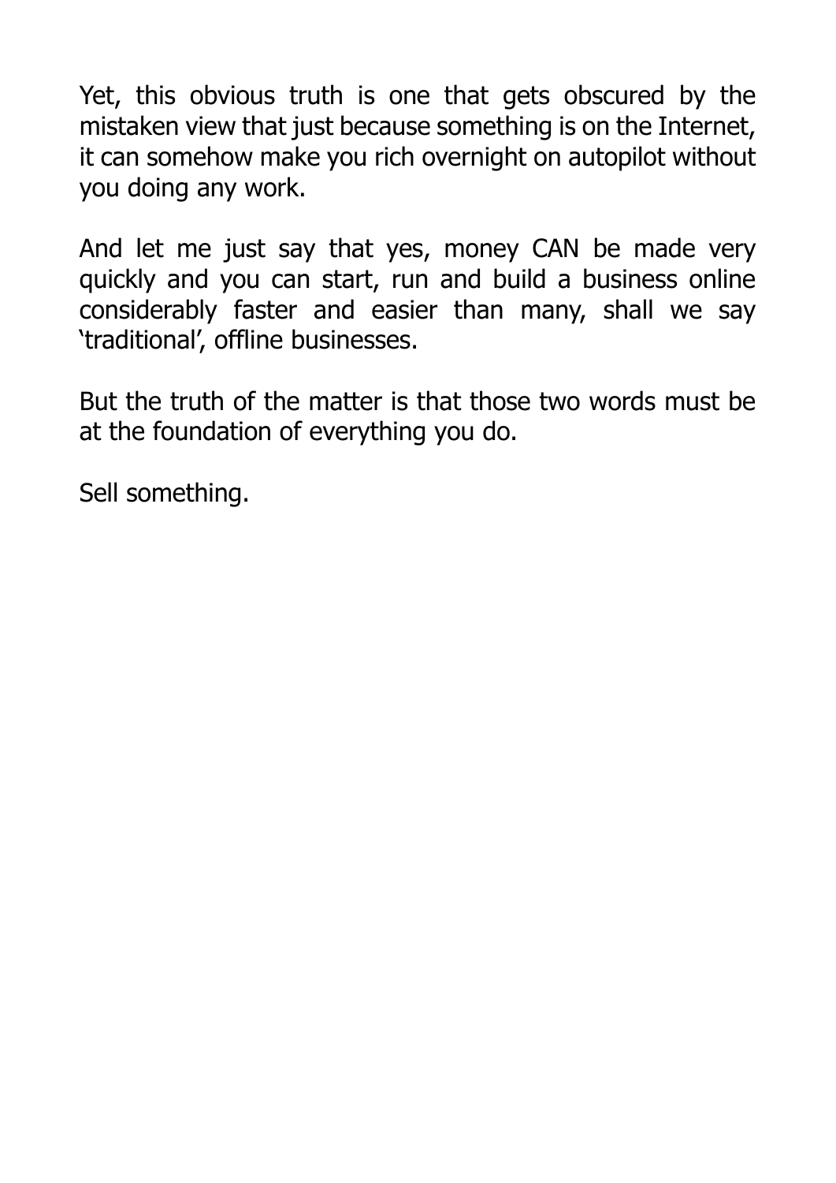Yet, this obvious truth is one that gets obscured by the mistaken view that just because something is on the Internet, it can somehow make you rich overnight on autopilot without you doing any work.

And let me just say that yes, money CAN be made very quickly and you can start, run and build a business online considerably faster and easier than many, shall we say 'traditional', offline businesses.

But the truth of the matter is that those two words must be at the foundation of everything you do.

Sell something.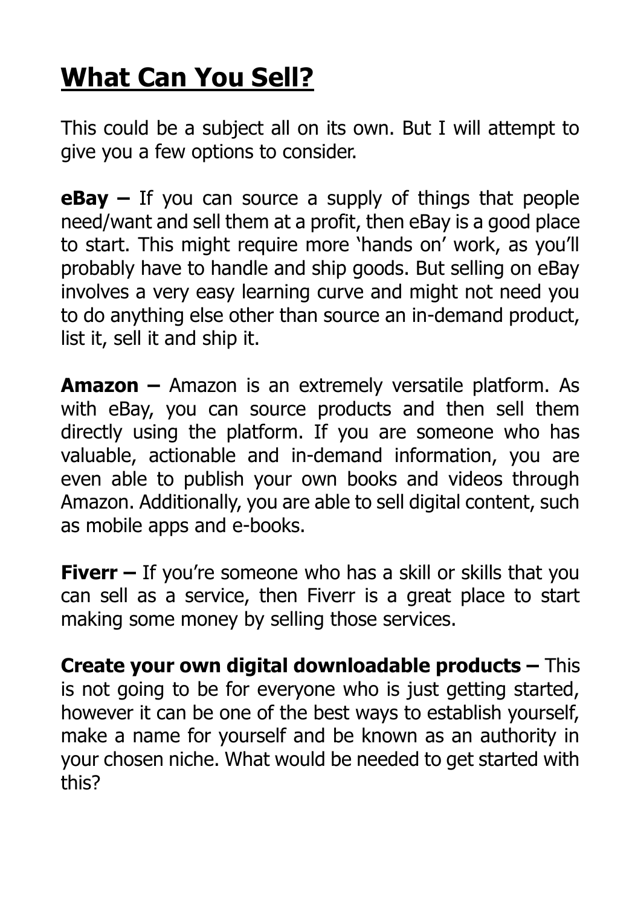# What Can You Sell?

This could be a subject all on its own. But I will attempt to give you a few options to consider.

**eBay –** If you can source a supply of things that people need/want and sell them at a profit, then eBay is a good place to start. This might require more 'hands on' work, as you'll probably have to handle and ship goods. But selling on eBay involves a very easy learning curve and might not need you to do anything else other than source an in-demand product, list it, sell it and ship it.

**Amazon –** Amazon is an extremely versatile platform. As with eBay, you can source products and then sell them directly using the platform. If you are someone who has valuable, actionable and in-demand information, you are even able to publish your own books and videos through Amazon. Additionally, you are able to sell digital content, such as mobile apps and e-books.

**Fiverr –** If you're someone who has a skill or skills that you can sell as a service, then Fiverr is a great place to start making some money by selling those services.

**Create your own digital downloadable products –** This is not going to be for everyone who is just getting started, however it can be one of the best ways to establish yourself, make a name for yourself and be known as an authority in your chosen niche. What would be needed to get started with this?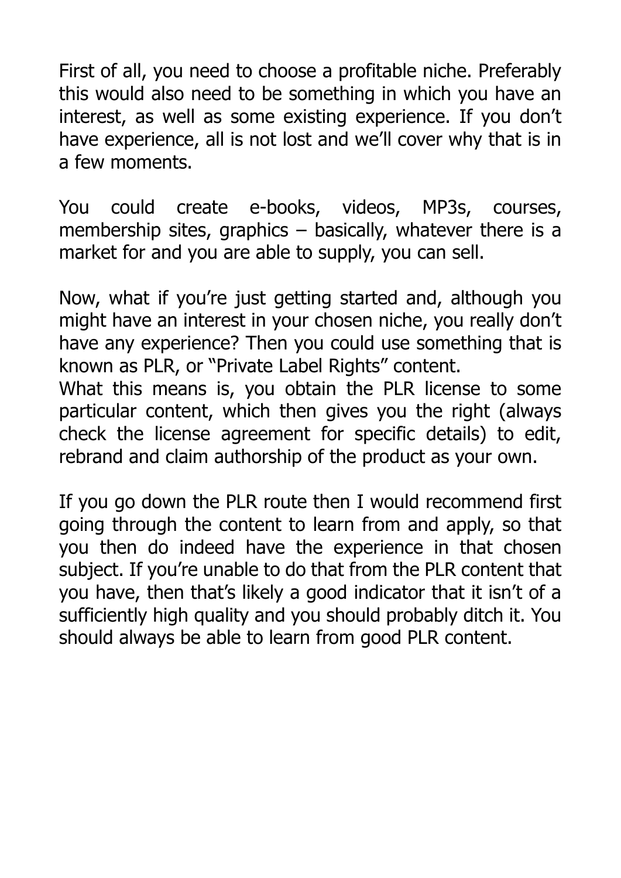First of all, you need to choose a profitable niche. Preferably this would also need to be something in which you have an interest, as well as some existing experience. If you don't have experience, all is not lost and we'll cover why that is in a few moments.

You could create e-books, videos, MP3s, courses, membership sites, graphics – basically, whatever there is a market for and you are able to supply, you can sell.

Now, what if you're just getting started and, although you might have an interest in your chosen niche, you really don't have any experience? Then you could use something that is known as PLR, or "Private Label Rights" content.

What this means is, you obtain the PLR license to some particular content, which then gives you the right (always check the license agreement for specific details) to edit, rebrand and claim authorship of the product as your own.

If you go down the PLR route then I would recommend first going through the content to learn from and apply, so that you then do indeed have the experience in that chosen subject. If you're unable to do that from the PLR content that you have, then that's likely a good indicator that it isn't of a sufficiently high quality and you should probably ditch it. You should always be able to learn from good PLR content.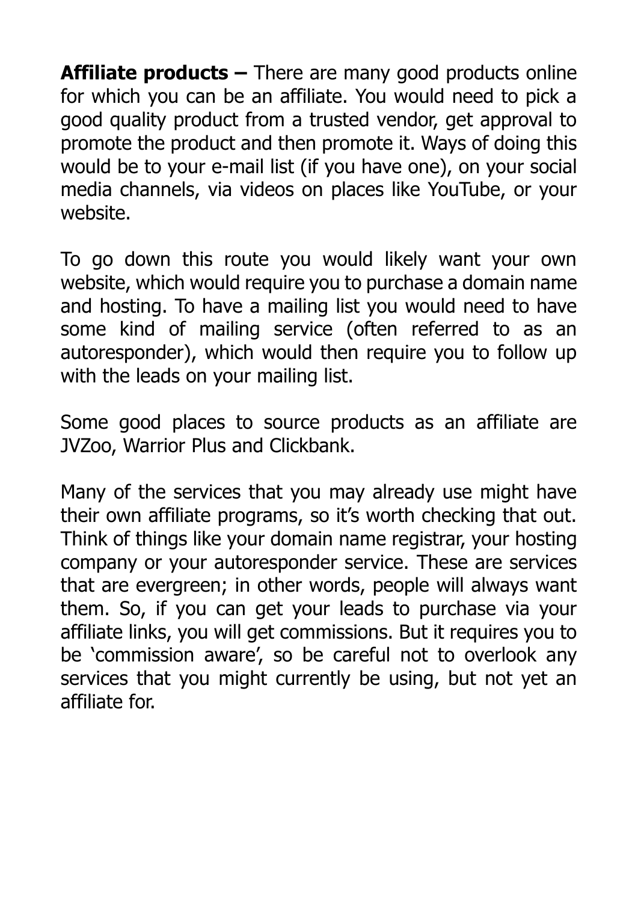**Affiliate products –** There are many good products online for which you can be an affiliate. You would need to pick a good quality product from a trusted vendor, get approval to promote the product and then promote it. Ways of doing this would be to your e-mail list (if you have one), on your social media channels, via videos on places like YouTube, or your website.

To go down this route you would likely want your own website, which would require you to purchase a domain name and hosting. To have a mailing list you would need to have some kind of mailing service (often referred to as an autoresponder), which would then require you to follow up with the leads on your mailing list.

Some good places to source products as an affiliate are JVZoo, Warrior Plus and Clickbank.

Many of the services that you may already use might have their own affiliate programs, so it's worth checking that out. Think of things like your domain name registrar, your hosting company or your autoresponder service. These are services that are evergreen; in other words, people will always want them. So, if you can get your leads to purchase via your affiliate links, you will get commissions. But it requires you to be 'commission aware', so be careful not to overlook any services that you might currently be using, but not yet an affiliate for.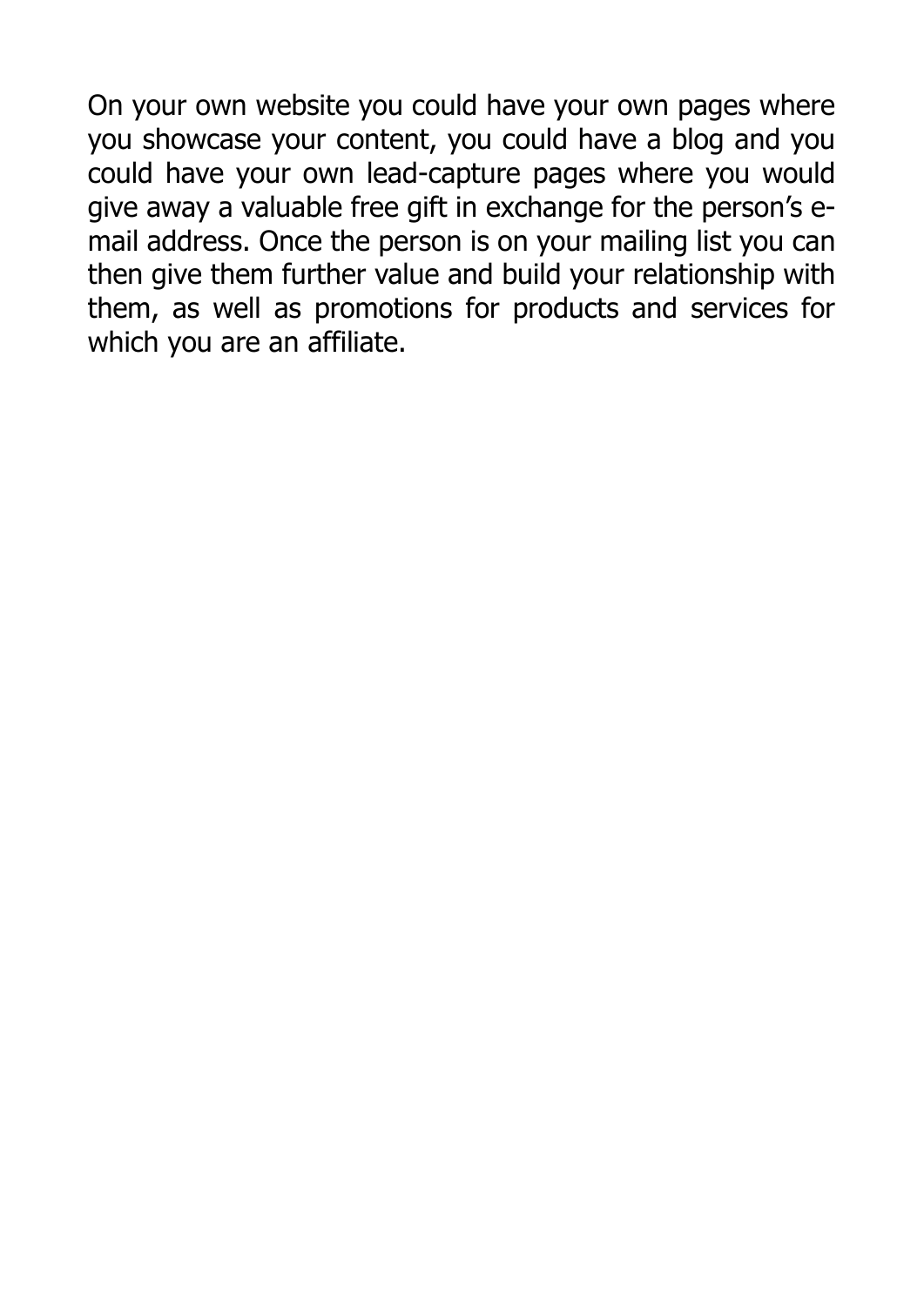On your own website you could have your own pages where you showcase your content, you could have a blog and you could have your own lead-capture pages where you would give away a valuable free gift in exchange for the person's e-mail address. Once the person is on your mailing list you can then give them further value and build your relationship with them, as well as promotions for products and services for which you are an affiliate.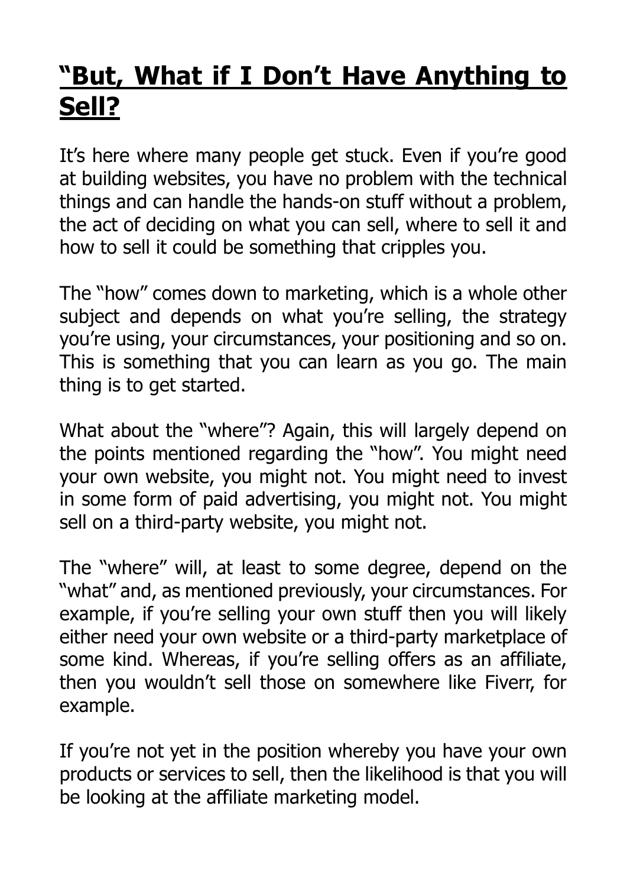## **<u>"But, What if I Don't Have Anything to Sell?</u>**

It's here where many people get stuck. Even if you're good at building websites, you have no problem with the technical things and can handle the hands-on stuff without a problem, the act of deciding on what you can sell, where to sell it and how to sell it could be something that cripples you.

The "how" comes down to marketing, which is a whole other subject and depends on what you're selling, the strategy you're using, your circumstances, your positioning and so on. This is something that you can learn as you go. The main thing is to get started.

What about the "where"? Again, this will largely depend on the points mentioned regarding the "how". You might need your own website, you might not. You might need to invest in some form of paid advertising, you might not. You might sell on a third-party website, you might not.

The "where" will, at least to some degree, depend on the "what" and, as mentioned previously, your circumstances. For example, if you're selling your own stuff then you will likely either need your own website or a third-party marketplace of some kind. Whereas, if you're selling offers as an affiliate, then you wouldn't sell those on somewhere like Fiverr, for example.

If you're not yet in the position whereby you have your own products or services to sell, then the likelihood is that you will be looking at the affiliate marketing model.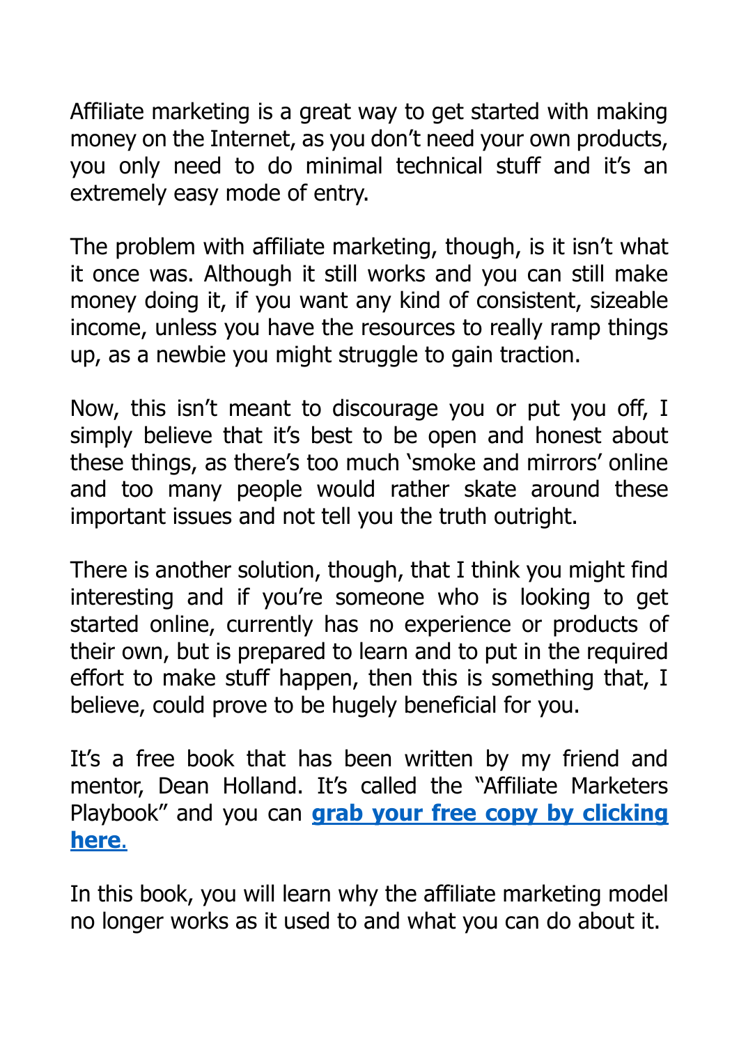Affiliate marketing is a great way to get started with making money on the Internet, as you don't need your own products, you only need to do minimal technical stuff and it's an extremely easy mode of entry.

The problem with affiliate marketing, though, is it isn't what it once was. Although it still works and you can still make money doing it, if you want any kind of consistent, sizeable income, unless you have the resources to really ramp things up, as a newbie you might struggle to gain traction.

Now, this isn't meant to discourage you or put you off, I simply believe that it's best to be open and honest about these things, as there's too much 'smoke and mirrors' online and too many people would rather skate around these important issues and not tell you the truth outright.

There is another solution, though, that I think you might find interesting and if you're someone who is looking to get started online, currently has no experience or products of their own, but is prepared to learn and to put in the required effort to make stuff happen, then this is something that, I believe, could prove to be hugely beneficial for you.

It's a free book that has been written by my friend and mentor, Dean Holland. It's called the "Affiliate Marketers Playbook" and you can **grab your free copy by clicking here**.

In this book, you will learn why the affiliate marketing model no longer works as it used to and what you can do about it.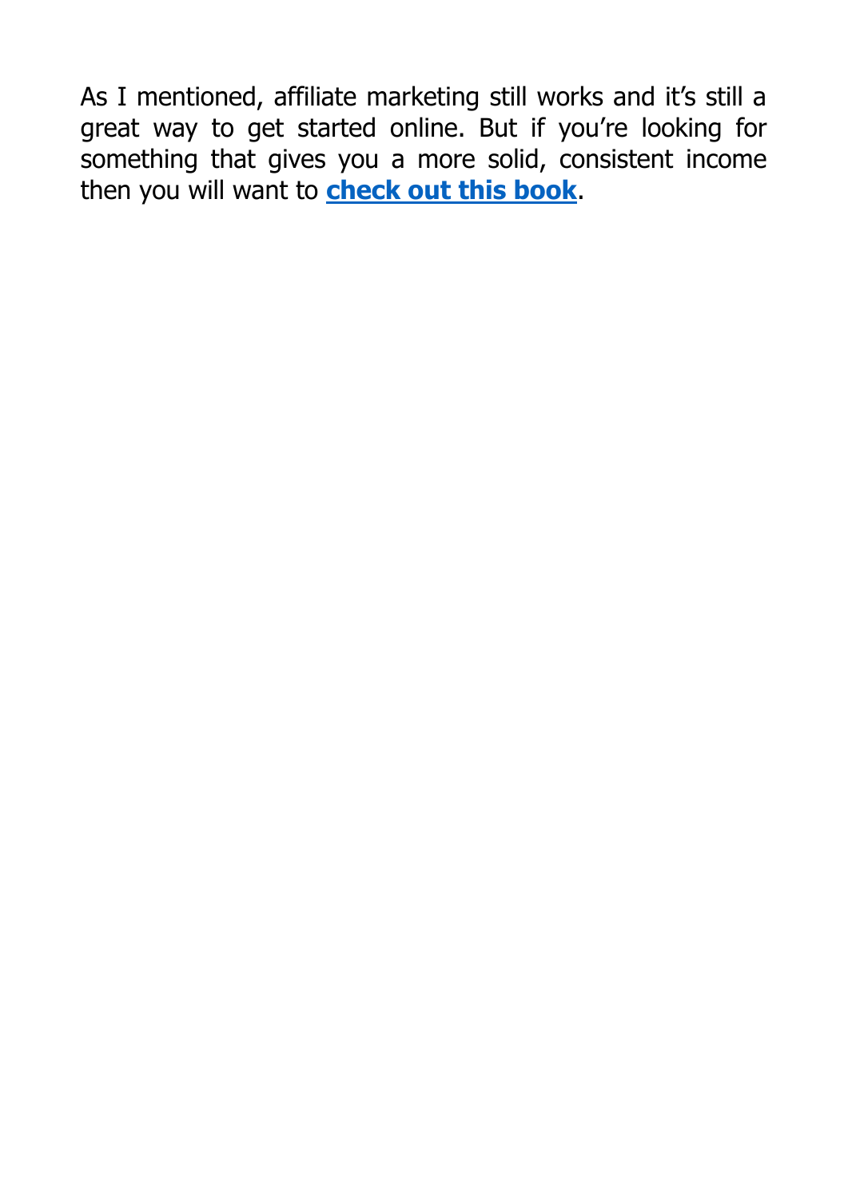As I mentioned, affiliate marketing still works and it's still a great way to get started online. But if you're looking for something that gives you a more solid, consistent income then you will want to **check out this book**.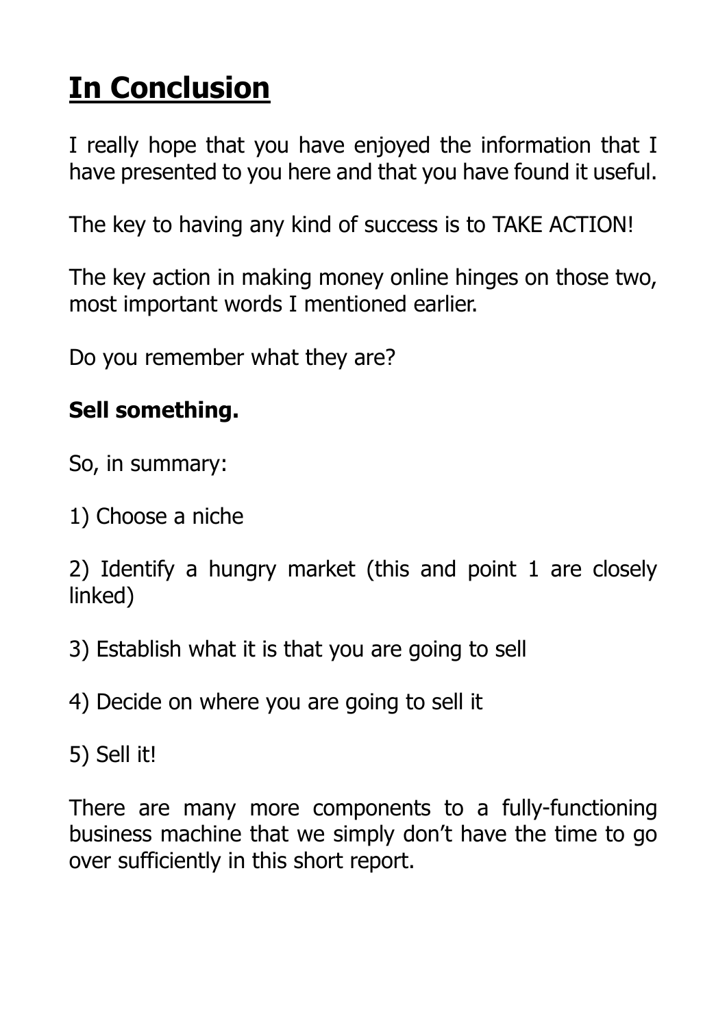# **In Conclusion**

I really hope that you have enjoyed the information that I have presented to you here and that you have found it useful.

The key to having any kind of success is to TAKE ACTION!

The key action in making money online hinges on those two, most important words I mentioned earlier.

Do you remember what they are?

**Sell something.**

So, in summary:

1) Choose a niche

2) Identify a hungry market (this and point 1 are closely linked)

3) Establish what it is that you are going to sell

4) Decide on where you are going to sell it

5) Sell it!

There are many more components to a fully-functioning business machine that we simply don't have the time to go over sufficiently in this short report.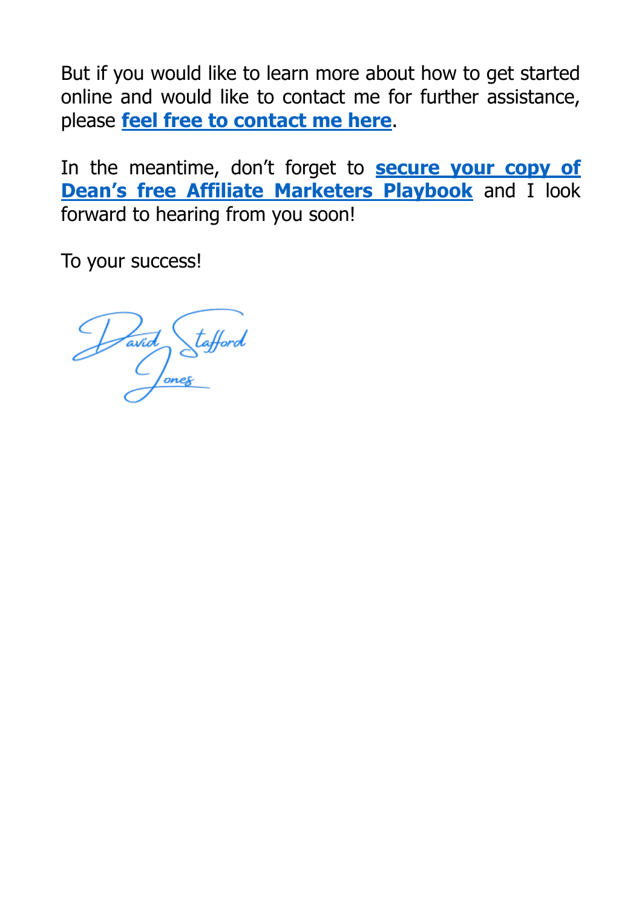But if you would like to learn more about how to get started online and would like to contact me for further assistance, please **feel free to contact me here**.

In the meantime, don't forget to **secure your copy of Dean's free Affiliate Marketers Playbook** and I look forward to hearing from you soon!

To your success!

David Stafford Jones